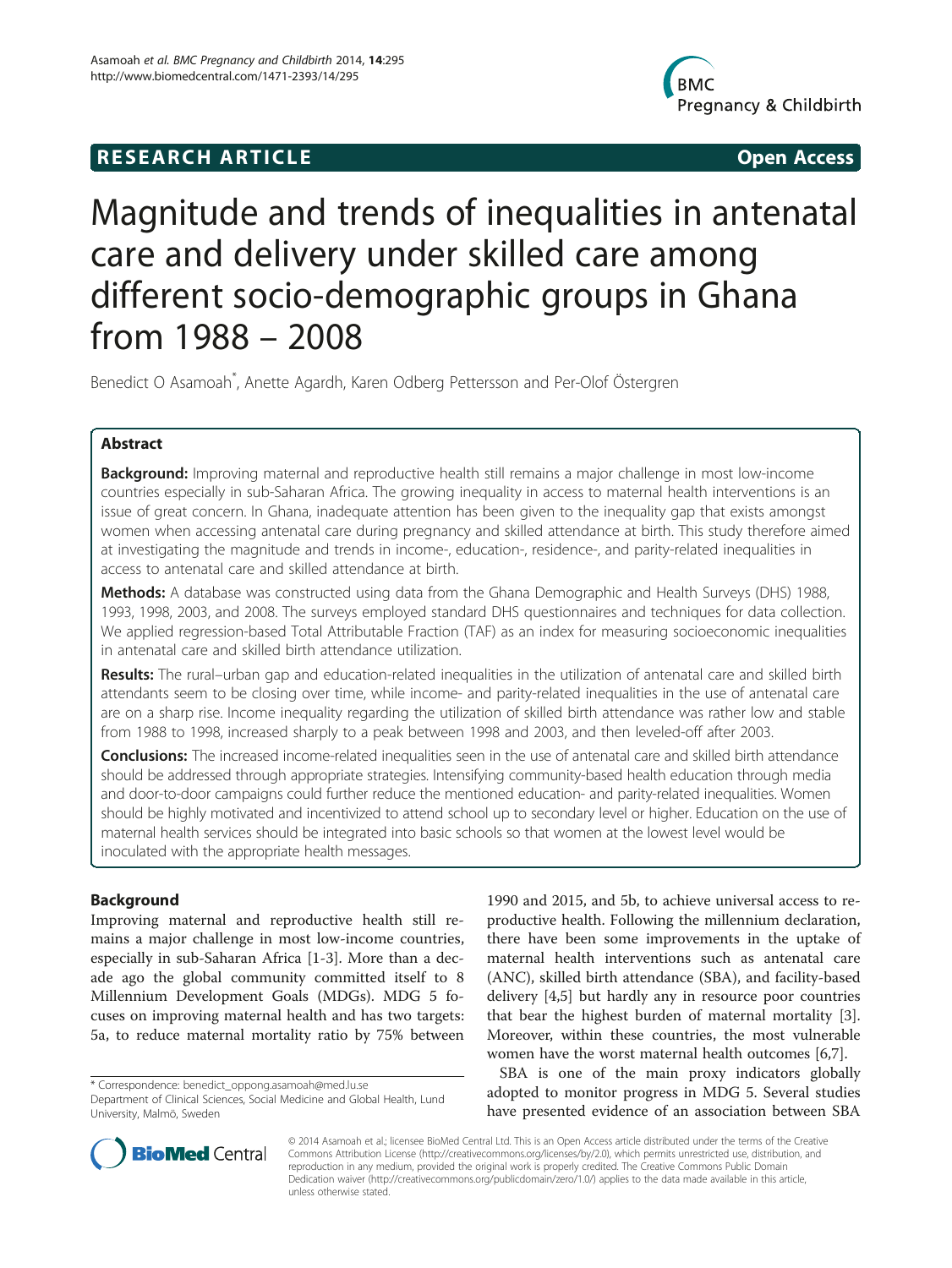**RESEARCH ARTICLE** **Open Access**

# Magnitude and trends of inequalities in antenatal care and delivery under skilled care among different socio-demographic groups in Ghana from 1988 – 2008

Benedict O Asamoah[*], Anette Agardh, Karen Odberg Pettersson and Per-Olof Östergren

## Abstract

**Background:** Improving maternal and reproductive health still remains a major challenge in most low-income countries especially in sub-Saharan Africa. The growing inequality in access to maternal health interventions is an issue of great concern. In Ghana, inadequate attention has been given to the inequality gap that exists amongst women when accessing antenatal care during pregnancy and skilled attendance at birth. This study therefore aimed at investigating the magnitude and trends in income-, education-, residence-, and parity-related inequalities in access to antenatal care and skilled attendance at birth.

**Methods:** A database was constructed using data from the Ghana Demographic and Health Surveys (DHS) 1988, 1993, 1998, 2003, and 2008. The surveys employed standard DHS questionnaires and techniques for data collection. We applied regression-based Total Attributable Fraction (TAF) as an index for measuring socioeconomic inequalities in antenatal care and skilled birth attendance utilization.

**Results:** The rural–urban gap and education-related inequalities in the utilization of antenatal care and skilled birth attendants seem to be closing over time, while income- and parity-related inequalities in the use of antenatal care are on a sharp rise. Income inequality regarding the utilization of skilled birth attendance was rather low and stable from 1988 to 1998, increased sharply to a peak between 1998 and 2003, and then leveled-off after 2003.

**Conclusions:** The increased income-related inequalities seen in the use of antenatal care and skilled birth attendance should be addressed through appropriate strategies. Intensifying community-based health education through media and door-to-door campaigns could further reduce the mentioned education- and parity-related inequalities. Women should be highly motivated and incentivized to attend school up to secondary level or higher. Education on the use of maternal health services should be integrated into basic schools so that women at the lowest level would be inoculated with the appropriate health messages.

## Background

Improving maternal and reproductive health still remains a major challenge in most low-income countries, especially in sub-Saharan Africa [1-3]. More than a decade ago the global community committed itself to 8 Millennium Development Goals (MDGs). MDG 5 focuses on improving maternal health and has two targets: 5a, to reduce maternal mortality ratio by 75% between 1990 and 2015, and 5b, to achieve universal access to reproductive health. Following the millennium declaration, there have been some improvements in the uptake of maternal health interventions such as antenatal care (ANC), skilled birth attendance (SBA), and facility-based delivery [4,5] but hardly any in resource poor countries that bear the highest burden of maternal mortality [3]. Moreover, within these countries, the most vulnerable women have the worst maternal health outcomes [6,7].

SBA is one of the main proxy indicators globally adopted to monitor progress in MDG 5. Several studies have presented evidence of an association between SBA

* Correspondence: benedict_oppong.asamoah@med.lu.se
Department of Clinical Sciences, Social Medicine and Global Health, Lund University, Malmö, Sweden

© 2014 Asamoah et al.; licensee BioMed Central Ltd. This is an Open Access article distributed under the terms of the Creative Commons Attribution License (http://creativecommons.org/licenses/by/2.0), which permits unrestricted use, distribution, and reproduction in any medium, provided the original work is properly credited. The Creative Commons Public Domain Dedication waiver (http://creativecommons.org/publicdomain/zero/1.0/) applies to the data made available in this article, unless otherwise stated.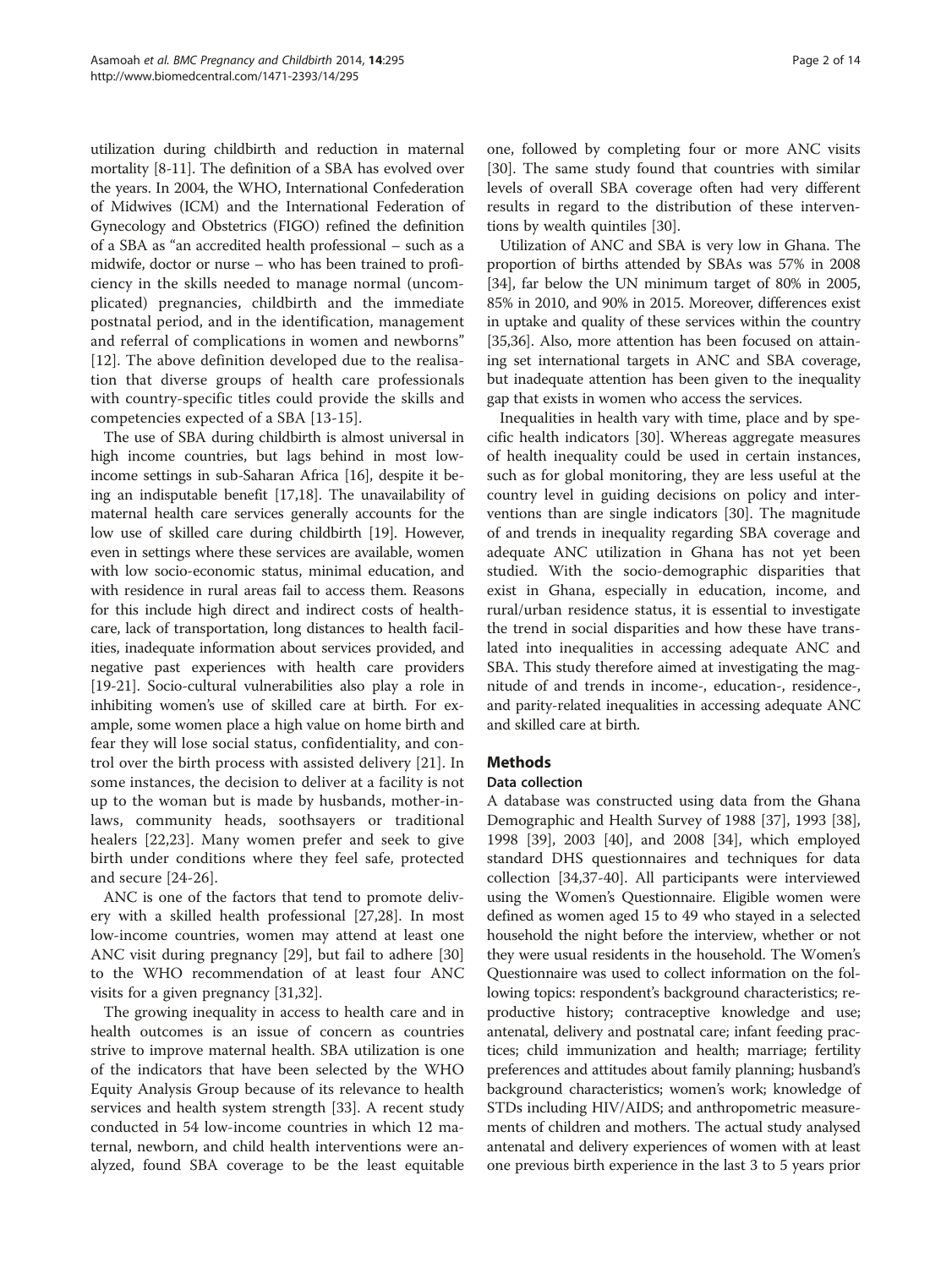utilization during childbirth and reduction in maternal mortality [8-11]. The definition of a SBA has evolved over the years. In 2004, the WHO, International Confederation of Midwives (ICM) and the International Federation of Gynecology and Obstetrics (FIGO) refined the definition of a SBA as "an accredited health professional – such as a midwife, doctor or nurse – who has been trained to proficiency in the skills needed to manage normal (uncomplicated) pregnancies, childbirth and the immediate postnatal period, and in the identification, management and referral of complications in women and newborns" [12]. The above definition developed due to the realisation that diverse groups of health care professionals with country-specific titles could provide the skills and competencies expected of a SBA [13-15].

The use of SBA during childbirth is almost universal in high income countries, but lags behind in most low-income settings in sub-Saharan Africa [16], despite it being an indisputable benefit [17,18]. The unavailability of maternal health care services generally accounts for the low use of skilled care during childbirth [19]. However, even in settings where these services are available, women with low socio-economic status, minimal education, and with residence in rural areas fail to access them. Reasons for this include high direct and indirect costs of healthcare, lack of transportation, long distances to health facilities, inadequate information about services provided, and negative past experiences with health care providers [19-21]. Socio-cultural vulnerabilities also play a role in inhibiting women's use of skilled care at birth. For example, some women place a high value on home birth and fear they will lose social status, confidentiality, and control over the birth process with assisted delivery [21]. In some instances, the decision to deliver at a facility is not up to the woman but is made by husbands, mother-in-laws, community heads, soothsayers or traditional healers [22,23]. Many women prefer and seek to give birth under conditions where they feel safe, protected and secure [24-26].

ANC is one of the factors that tend to promote delivery with a skilled health professional [27,28]. In most low-income countries, women may attend at least one ANC visit during pregnancy [29], but fail to adhere [30] to the WHO recommendation of at least four ANC visits for a given pregnancy [31,32].

The growing inequality in access to health care and in health outcomes is an issue of concern as countries strive to improve maternal health. SBA utilization is one of the indicators that have been selected by the WHO Equity Analysis Group because of its relevance to health services and health system strength [33]. A recent study conducted in 54 low-income countries in which 12 maternal, newborn, and child health interventions were analyzed, found SBA coverage to be the least equitable one, followed by completing four or more ANC visits [30]. The same study found that countries with similar levels of overall SBA coverage often had very different results in regard to the distribution of these interventions by wealth quintiles [30].

Utilization of ANC and SBA is very low in Ghana. The proportion of births attended by SBAs was 57% in 2008 [34], far below the UN minimum target of 80% in 2005, 85% in 2010, and 90% in 2015. Moreover, differences exist in uptake and quality of these services within the country [35,36]. Also, more attention has been focused on attaining set international targets in ANC and SBA coverage, but inadequate attention has been given to the inequality gap that exists in women who access the services.

Inequalities in health vary with time, place and by specific health indicators [30]. Whereas aggregate measures of health inequality could be used in certain instances, such as for global monitoring, they are less useful at the country level in guiding decisions on policy and interventions than are single indicators [30]. The magnitude of and trends in inequality regarding SBA coverage and adequate ANC utilization in Ghana has not yet been studied. With the socio-demographic disparities that exist in Ghana, especially in education, income, and rural/urban residence status, it is essential to investigate the trend in social disparities and how these have translated into inequalities in accessing adequate ANC and SBA. This study therefore aimed at investigating the magnitude of and trends in income-, education-, residence-, and parity-related inequalities in accessing adequate ANC and skilled care at birth.

## Methods

### Data collection

A database was constructed using data from the Ghana Demographic and Health Survey of 1988 [37], 1993 [38], 1998 [39], 2003 [40], and 2008 [34], which employed standard DHS questionnaires and techniques for data collection [34,37-40]. All participants were interviewed using the Women's Questionnaire. Eligible women were defined as women aged 15 to 49 who stayed in a selected household the night before the interview, whether or not they were usual residents in the household. The Women's Questionnaire was used to collect information on the following topics: respondent's background characteristics; reproductive history; contraceptive knowledge and use; antenatal, delivery and postnatal care; infant feeding practices; child immunization and health; marriage; fertility preferences and attitudes about family planning; husband's background characteristics; women's work; knowledge of STDs including HIV/AIDS; and anthropometric measurements of children and mothers. The actual study analysed antenatal and delivery experiences of women with at least one previous birth experience in the last 3 to 5 years prior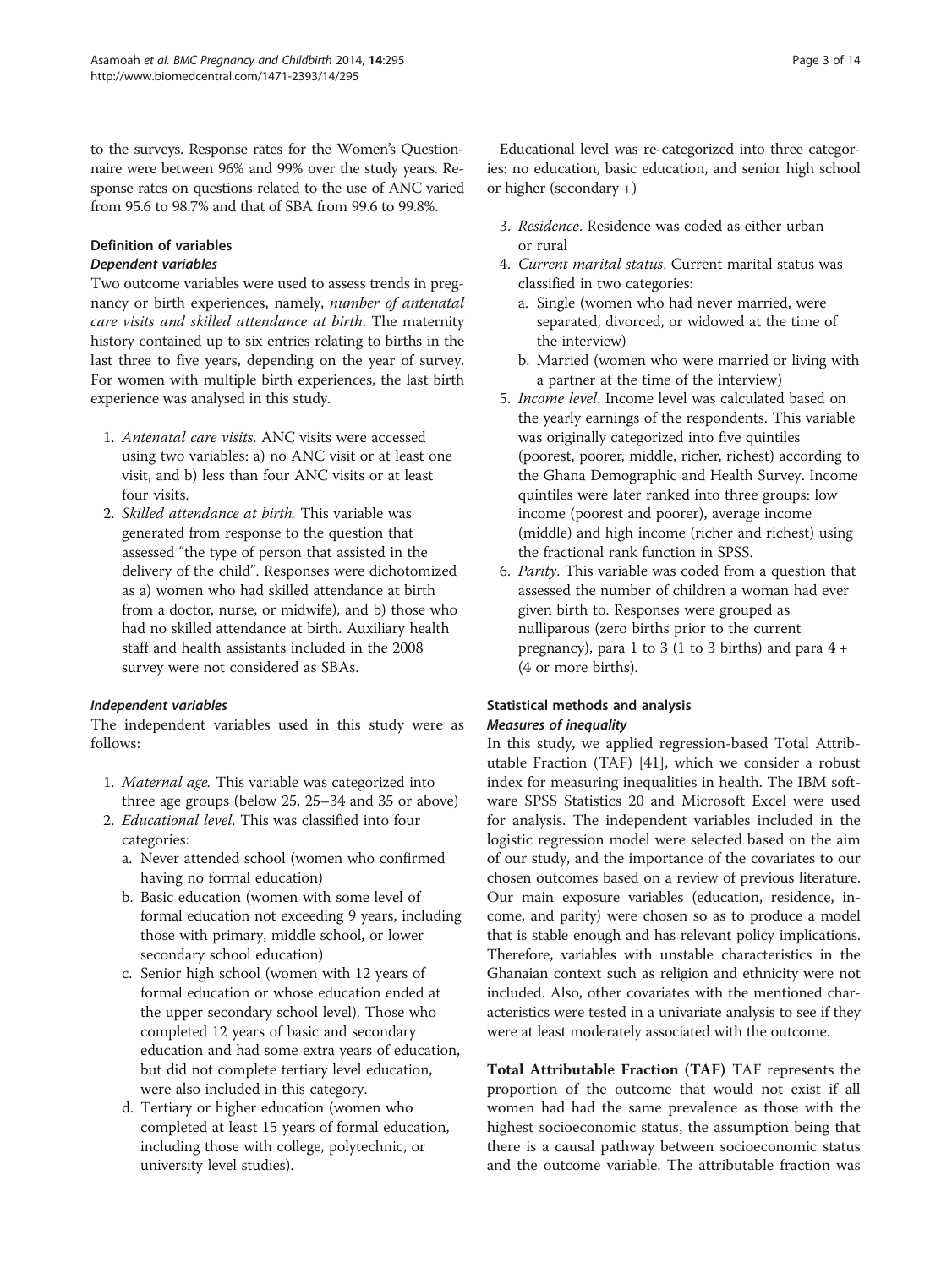to the surveys. Response rates for the Women's Questionnaire were between 96% and 99% over the study years. Response rates on questions related to the use of ANC varied from 95.6 to 98.7% and that of SBA from 99.6 to 99.8%.

### Definition of variables

#### Dependent variables

Two outcome variables were used to assess trends in pregnancy or birth experiences, namely, *number of antenatal care visits and skilled attendance at birth*. The maternity history contained up to six entries relating to births in the last three to five years, depending on the year of survey. For women with multiple birth experiences, the last birth experience was analysed in this study.

1. *Antenatal care visits.* ANC visits were accessed using two variables: a) no ANC visit or at least one visit, and b) less than four ANC visits or at least four visits.
2. *Skilled attendance at birth.* This variable was generated from response to the question that assessed "the type of person that assisted in the delivery of the child". Responses were dichotomized as a) women who had skilled attendance at birth from a doctor, nurse, or midwife), and b) those who had no skilled attendance at birth. Auxiliary health staff and health assistants included in the 2008 survey were not considered as SBAs.

#### Independent variables

The independent variables used in this study were as follows:

1. *Maternal age.* This variable was categorized into three age groups (below 25, 25–34 and 35 or above)
2. *Educational level.* This was classified into four categories:
   a. Never attended school (women who confirmed having no formal education)
   b. Basic education (women with some level of formal education not exceeding 9 years, including those with primary, middle school, or lower secondary school education)
   c. Senior high school (women with 12 years of formal education or whose education ended at the upper secondary school level). Those who completed 12 years of basic and secondary education and had some extra years of education, but did not complete tertiary level education, were also included in this category.
   d. Tertiary or higher education (women who completed at least 15 years of formal education, including those with college, polytechnic, or university level studies).

   Educational level was re-categorized into three categories: no education, basic education, and senior high school or higher (secondary +)
3. *Residence*. Residence was coded as either urban or rural
4. *Current marital status*. Current marital status was classified in two categories:
   a. Single (women who had never married, were separated, divorced, or widowed at the time of the interview)
   b. Married (women who were married or living with a partner at the time of the interview)
5. *Income level*. Income level was calculated based on the yearly earnings of the respondents. This variable was originally categorized into five quintiles (poorest, poorer, middle, richer, richest) according to the Ghana Demographic and Health Survey. Income quintiles were later ranked into three groups: low income (poorest and poorer), average income (middle) and high income (richer and richest) using the fractional rank function in SPSS.
6. *Parity*. This variable was coded from a question that assessed the number of children a woman had ever given birth to. Responses were grouped as nulliparous (zero births prior to the current pregnancy), para 1 to 3 (1 to 3 births) and para 4 + (4 or more births).

### Statistical methods and analysis

#### Measures of inequality

In this study, we applied regression-based Total Attributable Fraction (TAF) [41], which we consider a robust index for measuring inequalities in health. The IBM software SPSS Statistics 20 and Microsoft Excel were used for analysis. The independent variables included in the logistic regression model were selected based on the aim of our study, and the importance of the covariates to our chosen outcomes based on a review of previous literature. Our main exposure variables (education, residence, income, and parity) were chosen so as to produce a model that is stable enough and has relevant policy implications. Therefore, variables with unstable characteristics in the Ghanaian context such as religion and ethnicity were not included. Also, other covariates with the mentioned characteristics were tested in a univariate analysis to see if they were at least moderately associated with the outcome.

**Total Attributable Fraction (TAF)** TAF represents the proportion of the outcome that would not exist if all women had had the same prevalence as those with the highest socioeconomic status, the assumption being that there is a causal pathway between socioeconomic status and the outcome variable. The attributable fraction was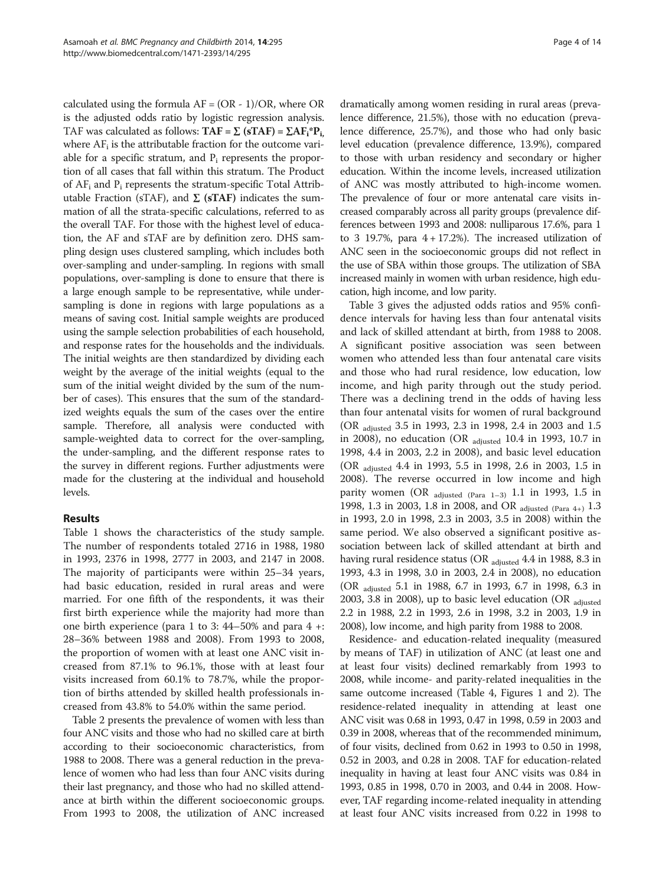calculated using the formula AF = (OR - 1)/OR, where OR is the adjusted odds ratio by logistic regression analysis. TAF was calculated as follows: **TAF = Σ (sTAF) = ΣAF$_i$\*P$_i$**, where AF$_i$ is the attributable fraction for the outcome variable for a specific stratum, and P$_i$ represents the proportion of all cases that fall within this stratum. The Product of AF$_i$ and P$_i$ represents the stratum-specific Total Attributable Fraction (sTAF), and **Σ (sTAF)** indicates the summation of all the strata-specific calculations, referred to as the overall TAF. For those with the highest level of education, the AF and sTAF are by definition zero. DHS sampling design uses clustered sampling, which includes both over-sampling and under-sampling. In regions with small populations, over-sampling is done to ensure that there is a large enough sample to be representative, while under-sampling is done in regions with large populations as a means of saving cost. Initial sample weights are produced using the sample selection probabilities of each household, and response rates for the households and the individuals. The initial weights are then standardized by dividing each weight by the average of the initial weights (equal to the sum of the initial weight divided by the sum of the number of cases). This ensures that the sum of the standardized weights equals the sum of the cases over the entire sample. Therefore, all analysis were conducted with sample-weighted data to correct for the over-sampling, the under-sampling, and the different response rates to the survey in different regions. Further adjustments were made for the clustering at the individual and household levels.

## Results

Table 1 shows the characteristics of the study sample. The number of respondents totaled 2716 in 1988, 1980 in 1993, 2376 in 1998, 2777 in 2003, and 2147 in 2008. The majority of participants were within 25–34 years, had basic education, resided in rural areas and were married. For one fifth of the respondents, it was their first birth experience while the majority had more than one birth experience (para 1 to 3: 44–50% and para 4 +: 28–36% between 1988 and 2008). From 1993 to 2008, the proportion of women with at least one ANC visit increased from 87.1% to 96.1%, those with at least four visits increased from 60.1% to 78.7%, while the proportion of births attended by skilled health professionals increased from 43.8% to 54.0% within the same period.

Table 2 presents the prevalence of women with less than four ANC visits and those who had no skilled care at birth according to their socioeconomic characteristics, from 1988 to 2008. There was a general reduction in the prevalence of women who had less than four ANC visits during their last pregnancy, and those who had no skilled attendance at birth within the different socioeconomic groups. From 1993 to 2008, the utilization of ANC increased dramatically among women residing in rural areas (prevalence difference, 21.5%), those with no education (prevalence difference, 25.7%), and those who had only basic level education (prevalence difference, 13.9%), compared to those with urban residency and secondary or higher education. Within the income levels, increased utilization of ANC was mostly attributed to high-income women. The prevalence of four or more antenatal care visits increased comparably across all parity groups (prevalence differences between 1993 and 2008: nulliparous 17.6%, para 1 to 3 19.7%, para 4 + 17.2%). The increased utilization of ANC seen in the socioeconomic groups did not reflect in the use of SBA within those groups. The utilization of SBA increased mainly in women with urban residence, high education, high income, and low parity.

Table 3 gives the adjusted odds ratios and 95% confidence intervals for having less than four antenatal visits and lack of skilled attendant at birth, from 1988 to 2008. A significant positive association was seen between women who attended less than four antenatal care visits and those who had rural residence, low education, low income, and high parity through out the study period. There was a declining trend in the odds of having less than four antenatal visits for women of rural background (OR $_{\text{adjusted}}$ 3.5 in 1993, 2.3 in 1998, 2.4 in 2003 and 1.5 in 2008), no education (OR $_{\text{adjusted}}$ 10.4 in 1993, 10.7 in 1998, 4.4 in 2003, 2.2 in 2008), and basic level education (OR $_{\text{adjusted}}$ 4.4 in 1993, 5.5 in 1998, 2.6 in 2003, 1.5 in 2008). The reverse occurred in low income and high parity women (OR $_{\text{adjusted (Para 1–3)}}$ 1.1 in 1993, 1.5 in 1998, 1.3 in 2003, 1.8 in 2008, and OR $_{\text{adjusted (Para 4+)}}$ 1.3 in 1993, 2.0 in 1998, 2.3 in 2003, 3.5 in 2008) within the same period. We also observed a significant positive association between lack of skilled attendant at birth and having rural residence status (OR $_{\text{adjusted}}$ 4.4 in 1988, 8.3 in 1993, 4.3 in 1998, 3.0 in 2003, 2.4 in 2008), no education (OR $_{\text{adjusted}}$ 5.1 in 1988, 6.7 in 1993, 6.7 in 1998, 6.3 in 2003, 3.8 in 2008), up to basic level education (OR $_{\text{adjusted}}$ 2.2 in 1988, 2.2 in 1993, 2.6 in 1998, 3.2 in 2003, 1.9 in 2008), low income, and high parity from 1988 to 2008.

Residence- and education-related inequality (measured by means of TAF) in utilization of ANC (at least one and at least four visits) declined remarkably from 1993 to 2008, while income- and parity-related inequalities in the same outcome increased (Table 4, Figures 1 and 2). The residence-related inequality in attending at least one ANC visit was 0.68 in 1993, 0.47 in 1998, 0.59 in 2003 and 0.39 in 2008, whereas that of the recommended minimum, of four visits, declined from 0.62 in 1993 to 0.50 in 1998, 0.52 in 2003, and 0.28 in 2008. TAF for education-related inequality in having at least four ANC visits was 0.84 in 1993, 0.85 in 1998, 0.70 in 2003, and 0.44 in 2008. However, TAF regarding income-related inequality in attending at least four ANC visits increased from 0.22 in 1998 to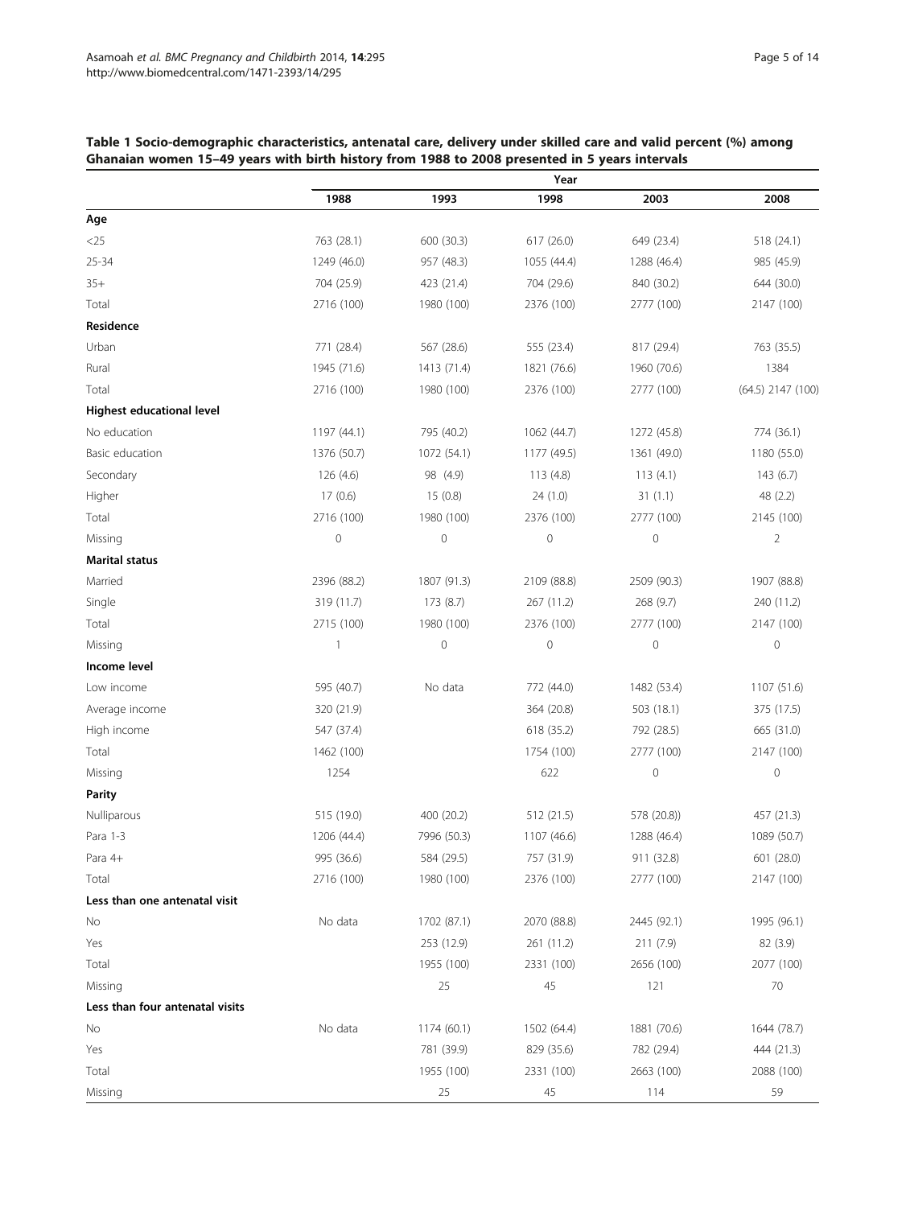**Table 1 Socio-demographic characteristics, antenatal care, delivery under skilled care and valid percent (%) among Ghanaian women 15–49 years with birth history from 1988 to 2008 presented in 5 years intervals**

| | Year | | | | |
|---|---|---|---|---|---|
| | 1988 | 1993 | 1998 | 2003 | 2008 |
| **Age** | | | | | |
| <25 | 763 (28.1) | 600 (30.3) | 617 (26.0) | 649 (23.4) | 518 (24.1) |
| 25-34 | 1249 (46.0) | 957 (48.3) | 1055 (44.4) | 1288 (46.4) | 985 (45.9) |
| 35+ | 704 (25.9) | 423 (21.4) | 704 (29.6) | 840 (30.2) | 644 (30.0) |
| Total | 2716 (100) | 1980 (100) | 2376 (100) | 2777 (100) | 2147 (100) |
| **Residence** | | | | | |
| Urban | 771 (28.4) | 567 (28.6) | 555 (23.4) | 817 (29.4) | 763 (35.5) |
| Rural | 1945 (71.6) | 1413 (71.4) | 1821 (76.6) | 1960 (70.6) | 1384 |
| Total | 2716 (100) | 1980 (100) | 2376 (100) | 2777 (100) | (64.5) 2147 (100) |
| **Highest educational level** | | | | | |
| No education | 1197 (44.1) | 795 (40.2) | 1062 (44.7) | 1272 (45.8) | 774 (36.1) |
| Basic education | 1376 (50.7) | 1072 (54.1) | 1177 (49.5) | 1361 (49.0) | 1180 (55.0) |
| Secondary | 126 (4.6) | 98 (4.9) | 113 (4.8) | 113 (4.1) | 143 (6.7) |
| Higher | 17 (0.6) | 15 (0.8) | 24 (1.0) | 31 (1.1) | 48 (2.2) |
| Total | 2716 (100) | 1980 (100) | 2376 (100) | 2777 (100) | 2145 (100) |
| Missing | 0 | 0 | 0 | 0 | 2 |
| **Marital status** | | | | | |
| Married | 2396 (88.2) | 1807 (91.3) | 2109 (88.8) | 2509 (90.3) | 1907 (88.8) |
| Single | 319 (11.7) | 173 (8.7) | 267 (11.2) | 268 (9.7) | 240 (11.2) |
| Total | 2715 (100) | 1980 (100) | 2376 (100) | 2777 (100) | 2147 (100) |
| Missing | 1 | 0 | 0 | 0 | 0 |
| **Income level** | | | | | |
| Low income | 595 (40.7) | No data | 772 (44.0) | 1482 (53.4) | 1107 (51.6) |
| Average income | 320 (21.9) | | 364 (20.8) | 503 (18.1) | 375 (17.5) |
| High income | 547 (37.4) | | 618 (35.2) | 792 (28.5) | 665 (31.0) |
| Total | 1462 (100) | | 1754 (100) | 2777 (100) | 2147 (100) |
| Missing | 1254 | | 622 | 0 | 0 |
| **Parity** | | | | | |
| Nulliparous | 515 (19.0) | 400 (20.2) | 512 (21.5) | 578 (20.8)) | 457 (21.3) |
| Para 1-3 | 1206 (44.4) | 7996 (50.3) | 1107 (46.6) | 1288 (46.4) | 1089 (50.7) |
| Para 4+ | 995 (36.6) | 584 (29.5) | 757 (31.9) | 911 (32.8) | 601 (28.0) |
| Total | 2716 (100) | 1980 (100) | 2376 (100) | 2777 (100) | 2147 (100) |
| **Less than one antenatal visit** | | | | | |
| No | No data | 1702 (87.1) | 2070 (88.8) | 2445 (92.1) | 1995 (96.1) |
| Yes | | 253 (12.9) | 261 (11.2) | 211 (7.9) | 82 (3.9) |
| Total | | 1955 (100) | 2331 (100) | 2656 (100) | 2077 (100) |
| Missing | | 25 | 45 | 121 | 70 |
| **Less than four antenatal visits** | | | | | |
| No | No data | 1174 (60.1) | 1502 (64.4) | 1881 (70.6) | 1644 (78.7) |
| Yes | | 781 (39.9) | 829 (35.6) | 782 (29.4) | 444 (21.3) |
| Total | | 1955 (100) | 2331 (100) | 2663 (100) | 2088 (100) |
| Missing | | 25 | 45 | 114 | 59 |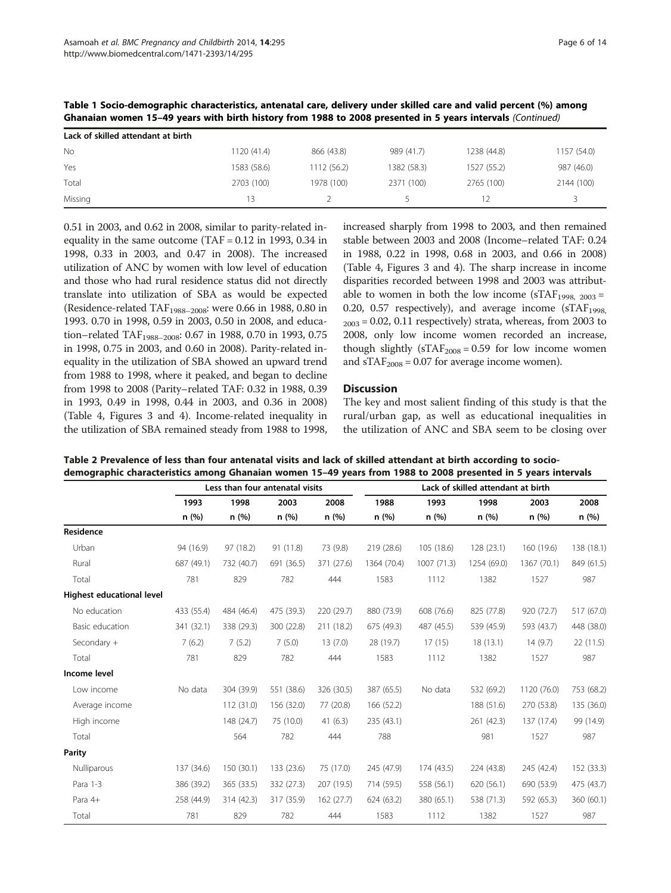**Table 1 Socio-demographic characteristics, antenatal care, delivery under skilled care and valid percent (%) among Ghanaian women 15–49 years with birth history from 1988 to 2008 presented in 5 years intervals** *(Continued)*

| Lack of skilled attendant at birth | | | | | |
|---|---|---|---|---|---|
| No | 1120 (41.4) | 866 (43.8) | 989 (41.7) | 1238 (44.8) | 1157 (54.0) |
| Yes | 1583 (58.6) | 1112 (56.2) | 1382 (58.3) | 1527 (55.2) | 987 (46.0) |
| Total | 2703 (100) | 1978 (100) | 2371 (100) | 2765 (100) | 2144 (100) |
| Missing | 13 | 2 | 5 | 12 | 3 |

0.51 in 2003, and 0.62 in 2008, similar to parity-related inequality in the same outcome (TAF = 0.12 in 1993, 0.34 in 1998, 0.33 in 2003, and 0.47 in 2008). The increased utilization of ANC by women with low level of education and those who had rural residence status did not directly translate into utilization of SBA as would be expected (Residence-related $TAF_{1988–2008}$: were 0.66 in 1988, 0.80 in 1993. 0.70 in 1998, 0.59 in 2003, 0.50 in 2008, and education–related $TAF_{1988–2008}$: 0.67 in 1988, 0.70 in 1993, 0.75 in 1998, 0.75 in 2003, and 0.60 in 2008). Parity-related inequality in the utilization of SBA showed an upward trend from 1988 to 1998, where it peaked, and began to decline from 1998 to 2008 (Parity–related TAF: 0.32 in 1988, 0.39 in 1993, 0.49 in 1998, 0.44 in 2003, and 0.36 in 2008) (Table 4, Figures 3 and 4). Income-related inequality in the utilization of SBA remained steady from 1988 to 1998, increased sharply from 1998 to 2003, and then remained stable between 2003 and 2008 (Income–related TAF: 0.24 in 1988, 0.22 in 1998, 0.68 in 2003, and 0.66 in 2008) (Table 4, Figures 3 and 4). The sharp increase in income disparities recorded between 1998 and 2003 was attributable to women in both the low income ($sTAF_{1998,\ 2003}$ = 0.20, 0.57 respectively), and average income ($sTAF_{1998,\ 2003}$ = 0.02, 0.11 respectively) strata, whereas, from 2003 to 2008, only low income women recorded an increase, though slightly ($sTAF_{2008}$ = 0.59 for low income women and $sTAF_{2008}$ = 0.07 for average income women).

## Discussion

The key and most salient finding of this study is that the rural/urban gap, as well as educational inequalities in the utilization of ANC and SBA seem to be closing over

**Table 2 Prevalence of less than four antenatal visits and lack of skilled attendant at birth according to socio-demographic characteristics among Ghanaian women 15–49 years from 1988 to 2008 presented in 5 years intervals**

| | Less than four antenatal visits | | | | Lack of skilled attendant at birth | | | | |
|---|---|---|---|---|---|---|---|---|---|
| | 1993 | 1998 | 2003 | 2008 | 1988 | 1993 | 1998 | 2003 | 2008 |
| | n (%) | n (%) | n (%) | n (%) | n (%) | n (%) | n (%) | n (%) | n (%) |
| **Residence** | | | | | | | | | |
| Urban | 94 (16.9) | 97 (18.2) | 91 (11.8) | 73 (9.8) | 219 (28.6) | 105 (18.6) | 128 (23.1) | 160 (19.6) | 138 (18.1) |
| Rural | 687 (49.1) | 732 (40.7) | 691 (36.5) | 371 (27.6) | 1364 (70.4) | 1007 (71.3) | 1254 (69.0) | 1367 (70.1) | 849 (61.5) |
| Total | 781 | 829 | 782 | 444 | 1583 | 1112 | 1382 | 1527 | 987 |
| **Highest educational level** | | | | | | | | | |
| No education | 433 (55.4) | 484 (46.4) | 475 (39.3) | 220 (29.7) | 880 (73.9) | 608 (76.6) | 825 (77.8) | 920 (72.7) | 517 (67.0) |
| Basic education | 341 (32.1) | 338 (29.3) | 300 (22.8) | 211 (18.2) | 675 (49.3) | 487 (45.5) | 539 (45.9) | 593 (43.7) | 448 (38.0) |
| Secondary + | 7 (6.2) | 7 (5.2) | 7 (5.0) | 13 (7.0) | 28 (19.7) | 17 (15) | 18 (13.1) | 14 (9.7) | 22 (11.5) |
| Total | 781 | 829 | 782 | 444 | 1583 | 1112 | 1382 | 1527 | 987 |
| **Income level** | | | | | | | | | |
| Low income | No data | 304 (39.9) | 551 (38.6) | 326 (30.5) | 387 (65.5) | No data | 532 (69.2) | 1120 (76.0) | 753 (68.2) |
| Average income | | 112 (31.0) | 156 (32.0) | 77 (20.8) | 166 (52.2) | | 188 (51.6) | 270 (53.8) | 135 (36.0) |
| High income | | 148 (24.7) | 75 (10.0) | 41 (6.3) | 235 (43.1) | | 261 (42.3) | 137 (17.4) | 99 (14.9) |
| Total | | 564 | 782 | 444 | 788 | | 981 | 1527 | 987 |
| **Parity** | | | | | | | | | |
| Nulliparous | 137 (34.6) | 150 (30.1) | 133 (23.6) | 75 (17.0) | 245 (47.9) | 174 (43.5) | 224 (43.8) | 245 (42.4) | 152 (33.3) |
| Para 1-3 | 386 (39.2) | 365 (33.5) | 332 (27.3) | 207 (19.5) | 714 (59.5) | 558 (56.1) | 620 (56.1) | 690 (53.9) | 475 (43.7) |
| Para 4+ | 258 (44.9) | 314 (42.3) | 317 (35.9) | 162 (27.7) | 624 (63.2) | 380 (65.1) | 538 (71.3) | 592 (65.3) | 360 (60.1) |
| Total | 781 | 829 | 782 | 444 | 1583 | 1112 | 1382 | 1527 | 987 |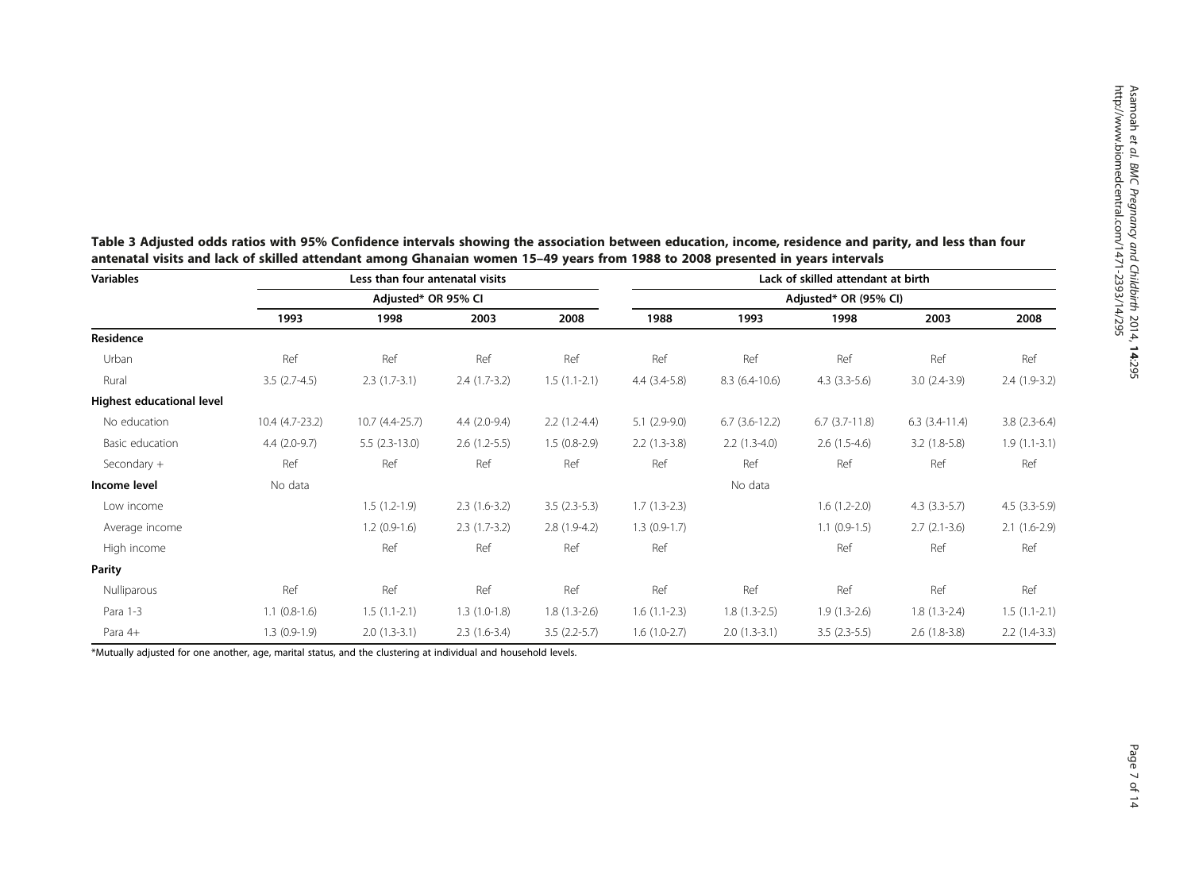**Table 3 Adjusted odds ratios with 95% Confidence intervals showing the association between education, income, residence and parity, and less than four antenatal visits and lack of skilled attendant among Ghanaian women 15–49 years from 1988 to 2008 presented in years intervals**

| Variables | Less than four antenatal visits | | | | Lack of skilled attendant at birth | | | | |
|---|---|---|---|---|---|---|---|---|---|
| | Adjusted* OR 95% CI | | | | Adjusted* OR (95% CI) | | | | |
| | 1993 | 1998 | 2003 | 2008 | 1988 | 1993 | 1998 | 2003 | 2008 |
| **Residence** | | | | | | | | | |
| Urban | Ref | Ref | Ref | Ref | Ref | Ref | Ref | Ref | Ref |
| Rural | 3.5 (2.7-4.5) | 2.3 (1.7-3.1) | 2.4 (1.7-3.2) | 1.5 (1.1-2.1) | 4.4 (3.4-5.8) | 8.3 (6.4-10.6) | 4.3 (3.3-5.6) | 3.0 (2.4-3.9) | 2.4 (1.9-3.2) |
| **Highest educational level** | | | | | | | | | |
| No education | 10.4 (4.7-23.2) | 10.7 (4.4-25.7) | 4.4 (2.0-9.4) | 2.2 (1.2-4.4) | 5.1 (2.9-9.0) | 6.7 (3.6-12.2) | 6.7 (3.7-11.8) | 6.3 (3.4-11.4) | 3.8 (2.3-6.4) |
| Basic education | 4.4 (2.0-9.7) | 5.5 (2.3-13.0) | 2.6 (1.2-5.5) | 1.5 (0.8-2.9) | 2.2 (1.3-3.8) | 2.2 (1.3-4.0) | 2.6 (1.5-4.6) | 3.2 (1.8-5.8) | 1.9 (1.1-3.1) |
| Secondary + | Ref | Ref | Ref | Ref | Ref | Ref | Ref | Ref | Ref |
| **Income level** | No data | | | | | No data | | | |
| Low income | | 1.5 (1.2-1.9) | 2.3 (1.6-3.2) | 3.5 (2.3-5.3) | 1.7 (1.3-2.3) | | 1.6 (1.2-2.0) | 4.3 (3.3-5.7) | 4.5 (3.3-5.9) |
| Average income | | 1.2 (0.9-1.6) | 2.3 (1.7-3.2) | 2.8 (1.9-4.2) | 1.3 (0.9-1.7) | | 1.1 (0.9-1.5) | 2.7 (2.1-3.6) | 2.1 (1.6-2.9) |
| High income | | Ref | Ref | Ref | Ref | | Ref | Ref | Ref |
| **Parity** | | | | | | | | | |
| Nulliparous | Ref | Ref | Ref | Ref | Ref | Ref | Ref | Ref | Ref |
| Para 1-3 | 1.1 (0.8-1.6) | 1.5 (1.1-2.1) | 1.3 (1.0-1.8) | 1.8 (1.3-2.6) | 1.6 (1.1-2.3) | 1.8 (1.3-2.5) | 1.9 (1.3-2.6) | 1.8 (1.3-2.4) | 1.5 (1.1-2.1) |
| Para 4+ | 1.3 (0.9-1.9) | 2.0 (1.3-3.1) | 2.3 (1.6-3.4) | 3.5 (2.2-5.7) | 1.6 (1.0-2.7) | 2.0 (1.3-3.1) | 3.5 (2.3-5.5) | 2.6 (1.8-3.8) | 2.2 (1.4-3.3) |

*Mutually adjusted for one another, age, marital status, and the clustering at individual and household levels.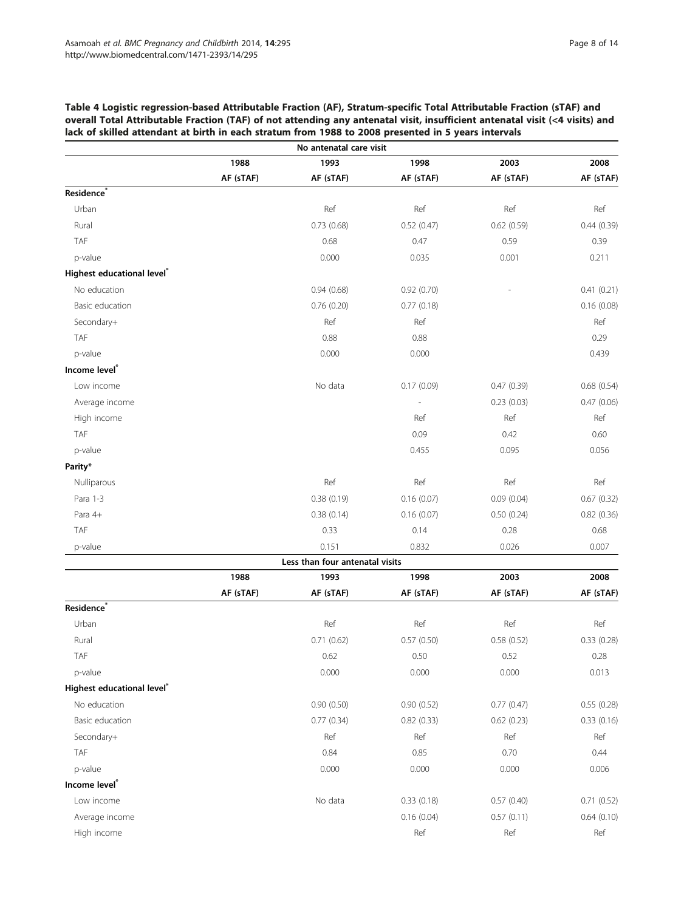**Table 4 Logistic regression-based Attributable Fraction (AF), Stratum-specific Total Attributable Fraction (sTAF) and overall Total Attributable Fraction (TAF) of not attending any antenatal visit, insufficient antenatal visit (<4 visits) and lack of skilled attendant at birth in each stratum from 1988 to 2008 presented in 5 years intervals**

| | 1988 | 1993 | 1998 | 2003 | 2008 |
|---|---|---|---|---|---|
| **No antenatal care visit** | | | | | |
| | AF (sTAF) | AF (sTAF) | AF (sTAF) | AF (sTAF) | AF (sTAF) |
| **Residence*** | | | | | |
| Urban | | Ref | Ref | Ref | Ref |
| Rural | | 0.73 (0.68) | 0.52 (0.47) | 0.62 (0.59) | 0.44 (0.39) |
| TAF | | 0.68 | 0.47 | 0.59 | 0.39 |
| p-value | | 0.000 | 0.035 | 0.001 | 0.211 |
| **Highest educational level*** | | | | | |
| No education | | 0.94 (0.68) | 0.92 (0.70) | - | 0.41 (0.21) |
| Basic education | | 0.76 (0.20) | 0.77 (0.18) | | 0.16 (0.08) |
| Secondary+ | | Ref | Ref | | Ref |
| TAF | | 0.88 | 0.88 | | 0.29 |
| p-value | | 0.000 | 0.000 | | 0.439 |
| **Income level*** | | | | | |
| Low income | | No data | 0.17 (0.09) | 0.47 (0.39) | 0.68 (0.54) |
| Average income | | | - | 0.23 (0.03) | 0.47 (0.06) |
| High income | | | Ref | Ref | Ref |
| TAF | | | 0.09 | 0.42 | 0.60 |
| p-value | | | 0.455 | 0.095 | 0.056 |
| **Parity*** | | | | | |
| Nulliparous | | Ref | Ref | Ref | Ref |
| Para 1-3 | | 0.38 (0.19) | 0.16 (0.07) | 0.09 (0.04) | 0.67 (0.32) |
| Para 4+ | | 0.38 (0.14) | 0.16 (0.07) | 0.50 (0.24) | 0.82 (0.36) |
| TAF | | 0.33 | 0.14 | 0.28 | 0.68 |
| p-value | | 0.151 | 0.832 | 0.026 | 0.007 |
| **Less than four antenatal visits** | | | | | |
| | 1988 | 1993 | 1998 | 2003 | 2008 |
| | AF (sTAF) | AF (sTAF) | AF (sTAF) | AF (sTAF) | AF (sTAF) |
| **Residence*** | | | | | |
| Urban | | Ref | Ref | Ref | Ref |
| Rural | | 0.71 (0.62) | 0.57 (0.50) | 0.58 (0.52) | 0.33 (0.28) |
| TAF | | 0.62 | 0.50 | 0.52 | 0.28 |
| p-value | | 0.000 | 0.000 | 0.000 | 0.013 |
| **Highest educational level*** | | | | | |
| No education | | 0.90 (0.50) | 0.90 (0.52) | 0.77 (0.47) | 0.55 (0.28) |
| Basic education | | 0.77 (0.34) | 0.82 (0.33) | 0.62 (0.23) | 0.33 (0.16) |
| Secondary+ | | Ref | Ref | Ref | Ref |
| TAF | | 0.84 | 0.85 | 0.70 | 0.44 |
| p-value | | 0.000 | 0.000 | 0.000 | 0.006 |
| **Income level*** | | | | | |
| Low income | | No data | 0.33 (0.18) | 0.57 (0.40) | 0.71 (0.52) |
| Average income | | | 0.16 (0.04) | 0.57 (0.11) | 0.64 (0.10) |
| High income | | | Ref | Ref | Ref |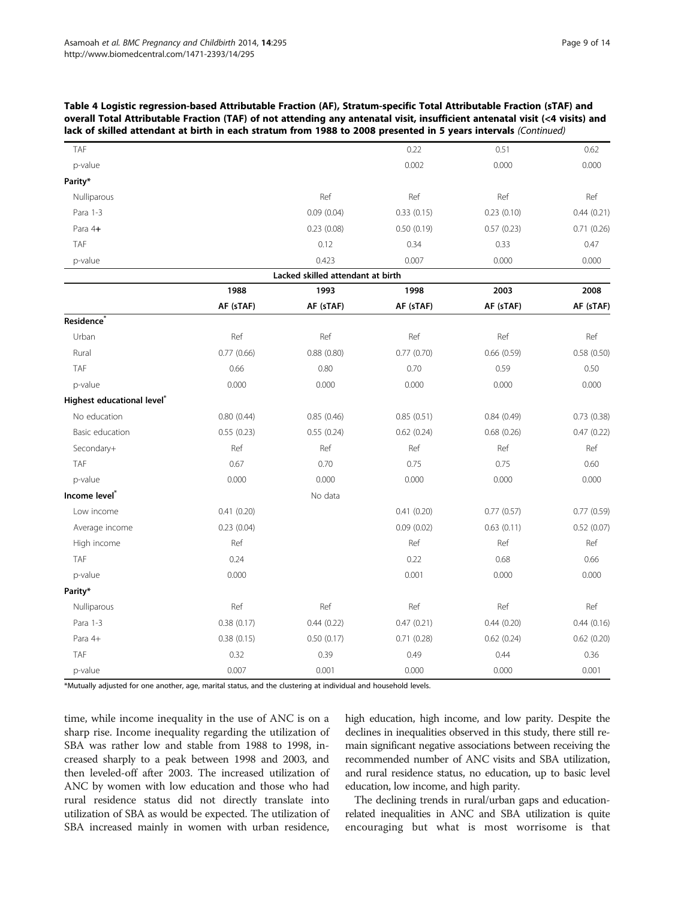**Table 4 Logistic regression-based Attributable Fraction (AF), Stratum-specific Total Attributable Fraction (sTAF) and overall Total Attributable Fraction (TAF) of not attending any antenatal visit, insufficient antenatal visit (<4 visits) and lack of skilled attendant at birth in each stratum from 1988 to 2008 presented in 5 years intervals** *(Continued)*

| | | | | | |
|---|---|---|---|---|---|
| TAF | | | 0.22 | 0.51 | 0.62 |
| p-value | | | 0.002 | 0.000 | 0.000 |
| **Parity*** | | | | | |
| Nulliparous | | Ref | Ref | Ref | Ref |
| Para 1-3 | | 0.09 (0.04) | 0.33 (0.15) | 0.23 (0.10) | 0.44 (0.21) |
| Para 4+ | | 0.23 (0.08) | 0.50 (0.19) | 0.57 (0.23) | 0.71 (0.26) |
| TAF | | 0.12 | 0.34 | 0.33 | 0.47 |
| p-value | | 0.423 | 0.007 | 0.000 | 0.000 |
| | | | **Lacked skilled attendant at birth** | | |
| | **1988** | **1993** | **1998** | **2003** | **2008** |
| | **AF (sTAF)** | **AF (sTAF)** | **AF (sTAF)** | **AF (sTAF)** | **AF (sTAF)** |
| **Residence*** | | | | | |
| Urban | Ref | Ref | Ref | Ref | Ref |
| Rural | 0.77 (0.66) | 0.88 (0.80) | 0.77 (0.70) | 0.66 (0.59) | 0.58 (0.50) |
| TAF | 0.66 | 0.80 | 0.70 | 0.59 | 0.50 |
| p-value | 0.000 | 0.000 | 0.000 | 0.000 | 0.000 |
| **Highest educational level*** | | | | | |
| No education | 0.80 (0.44) | 0.85 (0.46) | 0.85 (0.51) | 0.84 (0.49) | 0.73 (0.38) |
| Basic education | 0.55 (0.23) | 0.55 (0.24) | 0.62 (0.24) | 0.68 (0.26) | 0.47 (0.22) |
| Secondary+ | Ref | Ref | Ref | Ref | Ref |
| TAF | 0.67 | 0.70 | 0.75 | 0.75 | 0.60 |
| p-value | 0.000 | 0.000 | 0.000 | 0.000 | 0.000 |
| **Income level*** | | No data | | | |
| Low income | 0.41 (0.20) | | 0.41 (0.20) | 0.77 (0.57) | 0.77 (0.59) |
| Average income | 0.23 (0.04) | | 0.09 (0.02) | 0.63 (0.11) | 0.52 (0.07) |
| High income | Ref | | Ref | Ref | Ref |
| TAF | 0.24 | | 0.22 | 0.68 | 0.66 |
| p-value | 0.000 | | 0.001 | 0.000 | 0.000 |
| **Parity*** | | | | | |
| Nulliparous | Ref | Ref | Ref | Ref | Ref |
| Para 1-3 | 0.38 (0.17) | 0.44 (0.22) | 0.47 (0.21) | 0.44 (0.20) | 0.44 (0.16) |
| Para 4+ | 0.38 (0.15) | 0.50 (0.17) | 0.71 (0.28) | 0.62 (0.24) | 0.62 (0.20) |
| TAF | 0.32 | 0.39 | 0.49 | 0.44 | 0.36 |
| p-value | 0.007 | 0.001 | 0.000 | 0.000 | 0.001 |

*Mutually adjusted for one another, age, marital status, and the clustering at individual and household levels.

time, while income inequality in the use of ANC is on a sharp rise. Income inequality regarding the utilization of SBA was rather low and stable from 1988 to 1998, increased sharply to a peak between 1998 and 2003, and then leveled-off after 2003. The increased utilization of ANC by women with low education and those who had rural residence status did not directly translate into utilization of SBA as would be expected. The utilization of SBA increased mainly in women with urban residence, high education, high income, and low parity. Despite the declines in inequalities observed in this study, there still remain significant negative associations between receiving the recommended number of ANC visits and SBA utilization, and rural residence status, no education, up to basic level education, low income, and high parity.

The declining trends in rural/urban gaps and education-related inequalities in ANC and SBA utilization is quite encouraging but what is most worrisome is that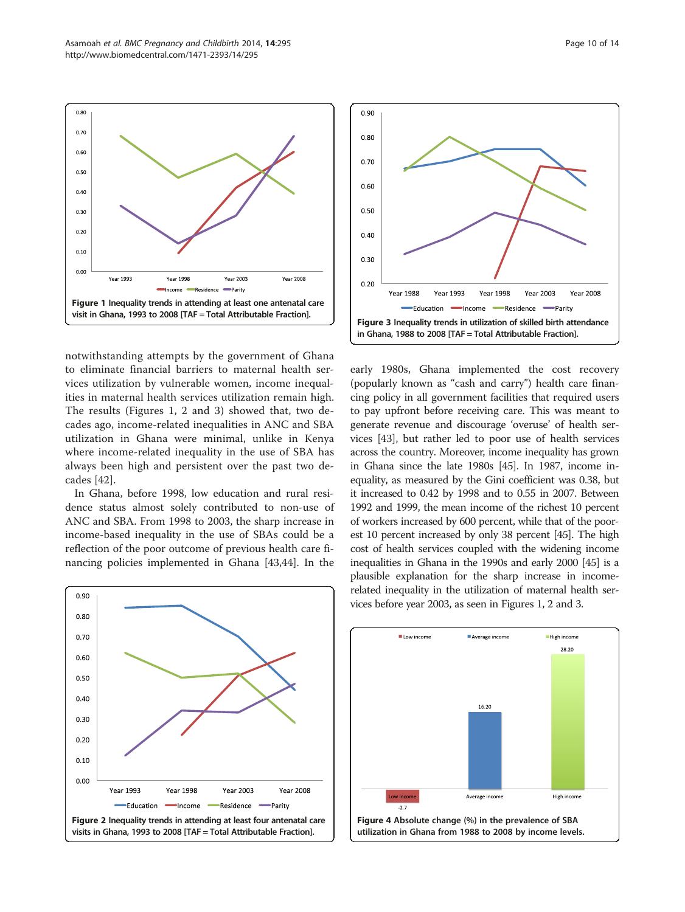Figure 1 Inequality trends in attending at least one antenatal care visit in Ghana, 1993 to 2008 [TAF = Total Attributable Fraction].

Figure 3 Inequality trends in utilization of skilled birth attendance in Ghana, 1988 to 2008 [TAF = Total Attributable Fraction].

notwithstanding attempts by the government of Ghana to eliminate financial barriers to maternal health services utilization by vulnerable women, income inequalities in maternal health services utilization remain high. The results (Figures 1, 2 and 3) showed that, two decades ago, income-related inequalities in ANC and SBA utilization in Ghana were minimal, unlike in Kenya where income-related inequality in the use of SBA has always been high and persistent over the past two decades [42].

In Ghana, before 1998, low education and rural residence status almost solely contributed to non-use of ANC and SBA. From 1998 to 2003, the sharp increase in income-based inequality in the use of SBAs could be a reflection of the poor outcome of previous health care financing policies implemented in Ghana [43,44]. In the early 1980s, Ghana implemented the cost recovery (popularly known as "cash and carry") health care financing policy in all government facilities that required users to pay upfront before receiving care. This was meant to generate revenue and discourage 'overuse' of health services [43], but rather led to poor use of health services across the country. Moreover, income inequality has grown in Ghana since the late 1980s [45]. In 1987, income inequality, as measured by the Gini coefficient was 0.38, but it increased to 0.42 by 1998 and to 0.55 in 2007. Between 1992 and 1999, the mean income of the richest 10 percent of workers increased by 600 percent, while that of the poorest 10 percent increased by only 38 percent [45]. The high cost of health services coupled with the widening income inequalities in Ghana in the 1990s and early 2000 [45] is a plausible explanation for the sharp increase in income-related inequality in the utilization of maternal health services before year 2003, as seen in Figures 1, 2 and 3.

Figure 2 Inequality trends in attending at least four antenatal care visits in Ghana, 1993 to 2008 [TAF = Total Attributable Fraction].

Figure 4 Absolute change (%) in the prevalence of SBA utilization in Ghana from 1988 to 2008 by income levels.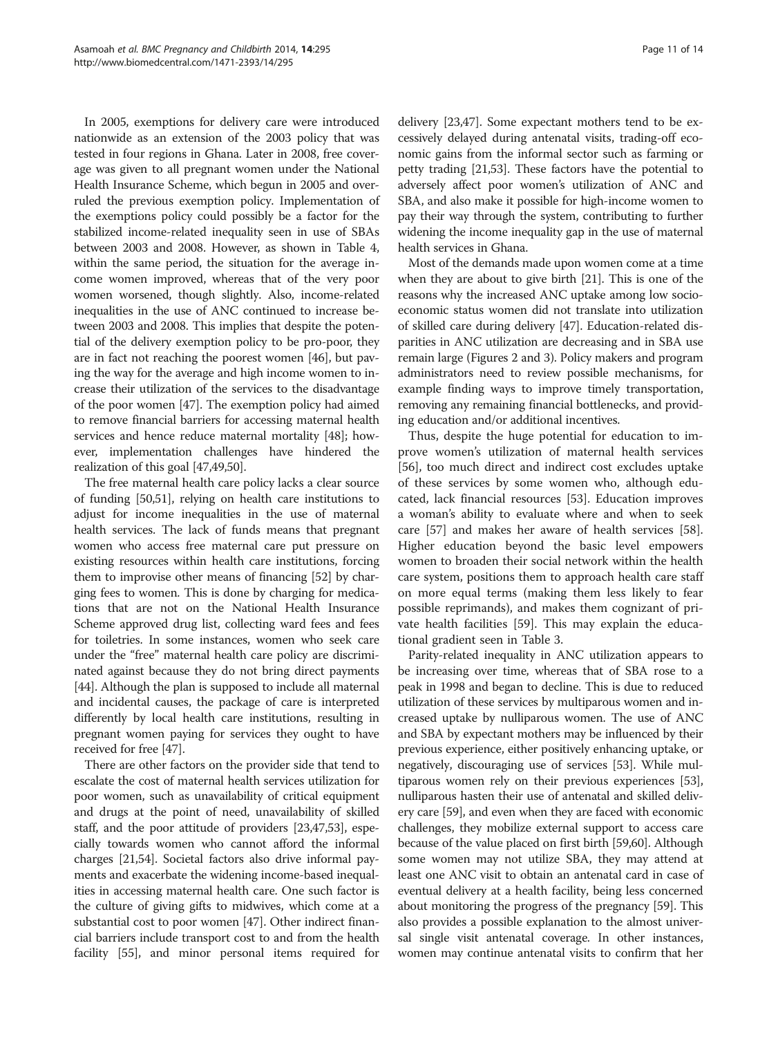In 2005, exemptions for delivery care were introduced nationwide as an extension of the 2003 policy that was tested in four regions in Ghana. Later in 2008, free coverage was given to all pregnant women under the National Health Insurance Scheme, which begun in 2005 and overruled the previous exemption policy. Implementation of the exemptions policy could possibly be a factor for the stabilized income-related inequality seen in use of SBAs between 2003 and 2008. However, as shown in Table 4, within the same period, the situation for the average income women improved, whereas that of the very poor women worsened, though slightly. Also, income-related inequalities in the use of ANC continued to increase between 2003 and 2008. This implies that despite the potential of the delivery exemption policy to be pro-poor, they are in fact not reaching the poorest women [46], but paving the way for the average and high income women to increase their utilization of the services to the disadvantage of the poor women [47]. The exemption policy had aimed to remove financial barriers for accessing maternal health services and hence reduce maternal mortality [48]; however, implementation challenges have hindered the realization of this goal [47,49,50].

The free maternal health care policy lacks a clear source of funding [50,51], relying on health care institutions to adjust for income inequalities in the use of maternal health services. The lack of funds means that pregnant women who access free maternal care put pressure on existing resources within health care institutions, forcing them to improvise other means of financing [52] by charging fees to women. This is done by charging for medications that are not on the National Health Insurance Scheme approved drug list, collecting ward fees and fees for toiletries. In some instances, women who seek care under the "free" maternal health care policy are discriminated against because they do not bring direct payments [44]. Although the plan is supposed to include all maternal and incidental causes, the package of care is interpreted differently by local health care institutions, resulting in pregnant women paying for services they ought to have received for free [47].

There are other factors on the provider side that tend to escalate the cost of maternal health services utilization for poor women, such as unavailability of critical equipment and drugs at the point of need, unavailability of skilled staff, and the poor attitude of providers [23,47,53], especially towards women who cannot afford the informal charges [21,54]. Societal factors also drive informal payments and exacerbate the widening income-based inequalities in accessing maternal health care. One such factor is the culture of giving gifts to midwives, which come at a substantial cost to poor women [47]. Other indirect financial barriers include transport cost to and from the health facility [55], and minor personal items required for delivery [23,47]. Some expectant mothers tend to be excessively delayed during antenatal visits, trading-off economic gains from the informal sector such as farming or petty trading [21,53]. These factors have the potential to adversely affect poor women's utilization of ANC and SBA, and also make it possible for high-income women to pay their way through the system, contributing to further widening the income inequality gap in the use of maternal health services in Ghana.

Most of the demands made upon women come at a time when they are about to give birth [21]. This is one of the reasons why the increased ANC uptake among low socioeconomic status women did not translate into utilization of skilled care during delivery [47]. Education-related disparities in ANC utilization are decreasing and in SBA use remain large (Figures 2 and 3). Policy makers and program administrators need to review possible mechanisms, for example finding ways to improve timely transportation, removing any remaining financial bottlenecks, and providing education and/or additional incentives.

Thus, despite the huge potential for education to improve women's utilization of maternal health services [56], too much direct and indirect cost excludes uptake of these services by some women who, although educated, lack financial resources [53]. Education improves a woman's ability to evaluate where and when to seek care [57] and makes her aware of health services [58]. Higher education beyond the basic level empowers women to broaden their social network within the health care system, positions them to approach health care staff on more equal terms (making them less likely to fear possible reprimands), and makes them cognizant of private health facilities [59]. This may explain the educational gradient seen in Table 3.

Parity-related inequality in ANC utilization appears to be increasing over time, whereas that of SBA rose to a peak in 1998 and began to decline. This is due to reduced utilization of these services by multiparous women and increased uptake by nulliparous women. The use of ANC and SBA by expectant mothers may be influenced by their previous experience, either positively enhancing uptake, or negatively, discouraging use of services [53]. While multiparous women rely on their previous experiences [53], nulliparous women hasten their use of antenatal and skilled delivery care [59], and even when they are faced with economic challenges, they mobilize external support to access care because of the value placed on first birth [59,60]. Although some women may not utilize SBA, they may attend at least one ANC visit to obtain an antenatal card in case of eventual delivery at a health facility, being less concerned about monitoring the progress of the pregnancy [59]. This also provides a possible explanation to the almost universal single visit antenatal coverage. In other instances, women may continue antenatal visits to confirm that her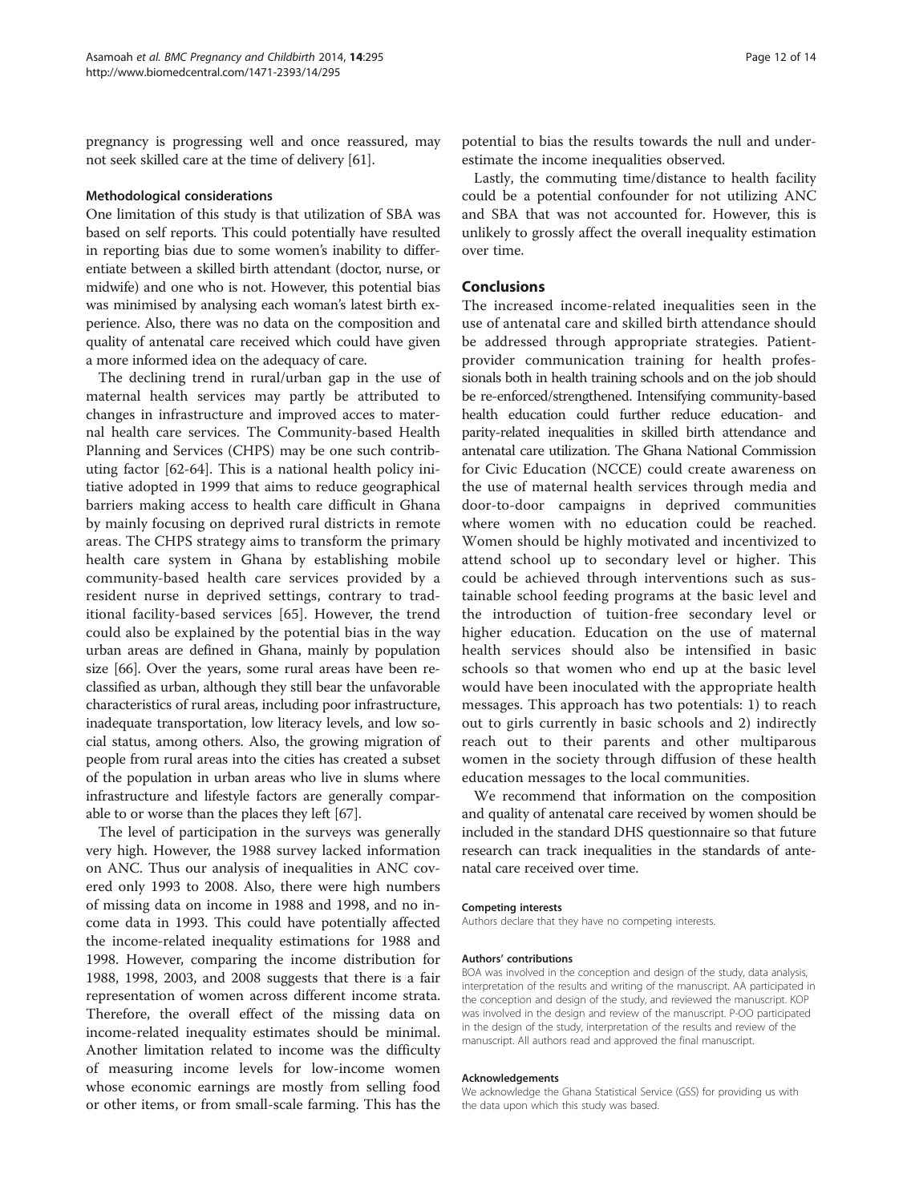pregnancy is progressing well and once reassured, may not seek skilled care at the time of delivery [61].

### Methodological considerations

One limitation of this study is that utilization of SBA was based on self reports. This could potentially have resulted in reporting bias due to some women's inability to differentiate between a skilled birth attendant (doctor, nurse, or midwife) and one who is not. However, this potential bias was minimised by analysing each woman's latest birth experience. Also, there was no data on the composition and quality of antenatal care received which could have given a more informed idea on the adequacy of care.

The declining trend in rural/urban gap in the use of maternal health services may partly be attributed to changes in infrastructure and improved acces to maternal health care services. The Community-based Health Planning and Services (CHPS) may be one such contributing factor [62-64]. This is a national health policy initiative adopted in 1999 that aims to reduce geographical barriers making access to health care difficult in Ghana by mainly focusing on deprived rural districts in remote areas. The CHPS strategy aims to transform the primary health care system in Ghana by establishing mobile community-based health care services provided by a resident nurse in deprived settings, contrary to traditional facility-based services [65]. However, the trend could also be explained by the potential bias in the way urban areas are defined in Ghana, mainly by population size [66]. Over the years, some rural areas have been reclassified as urban, although they still bear the unfavorable characteristics of rural areas, including poor infrastructure, inadequate transportation, low literacy levels, and low social status, among others. Also, the growing migration of people from rural areas into the cities has created a subset of the population in urban areas who live in slums where infrastructure and lifestyle factors are generally comparable to or worse than the places they left [67].

The level of participation in the surveys was generally very high. However, the 1988 survey lacked information on ANC. Thus our analysis of inequalities in ANC covered only 1993 to 2008. Also, there were high numbers of missing data on income in 1988 and 1998, and no income data in 1993. This could have potentially affected the income-related inequality estimations for 1988 and 1998. However, comparing the income distribution for 1988, 1998, 2003, and 2008 suggests that there is a fair representation of women across different income strata. Therefore, the overall effect of the missing data on income-related inequality estimates should be minimal. Another limitation related to income was the difficulty of measuring income levels for low-income women whose economic earnings are mostly from selling food or other items, or from small-scale farming. This has the potential to bias the results towards the null and underestimate the income inequalities observed.

Lastly, the commuting time/distance to health facility could be a potential confounder for not utilizing ANC and SBA that was not accounted for. However, this is unlikely to grossly affect the overall inequality estimation over time.

## Conclusions

The increased income-related inequalities seen in the use of antenatal care and skilled birth attendance should be addressed through appropriate strategies. Patient-provider communication training for health professionals both in health training schools and on the job should be re-enforced/strengthened. Intensifying community-based health education could further reduce education- and parity-related inequalities in skilled birth attendance and antenatal care utilization. The Ghana National Commission for Civic Education (NCCE) could create awareness on the use of maternal health services through media and door-to-door campaigns in deprived communities where women with no education could be reached. Women should be highly motivated and incentivized to attend school up to secondary level or higher. This could be achieved through interventions such as sustainable school feeding programs at the basic level and the introduction of tuition-free secondary level or higher education. Education on the use of maternal health services should also be intensified in basic schools so that women who end up at the basic level would have been inoculated with the appropriate health messages. This approach has two potentials: 1) to reach out to girls currently in basic schools and 2) indirectly reach out to their parents and other multiparous women in the society through diffusion of these health education messages to the local communities.

We recommend that information on the composition and quality of antenatal care received by women should be included in the standard DHS questionnaire so that future research can track inequalities in the standards of antenatal care received over time.

#### Competing interests

Authors declare that they have no competing interests.

#### Authors' contributions

BOA was involved in the conception and design of the study, data analysis, interpretation of the results and writing of the manuscript. AA participated in the conception and design of the study, and reviewed the manuscript. KOP was involved in the design and review of the manuscript. P-OO participated in the design of the study, interpretation of the results and review of the manuscript. All authors read and approved the final manuscript.

#### Acknowledgements

We acknowledge the Ghana Statistical Service (GSS) for providing us with the data upon which this study was based.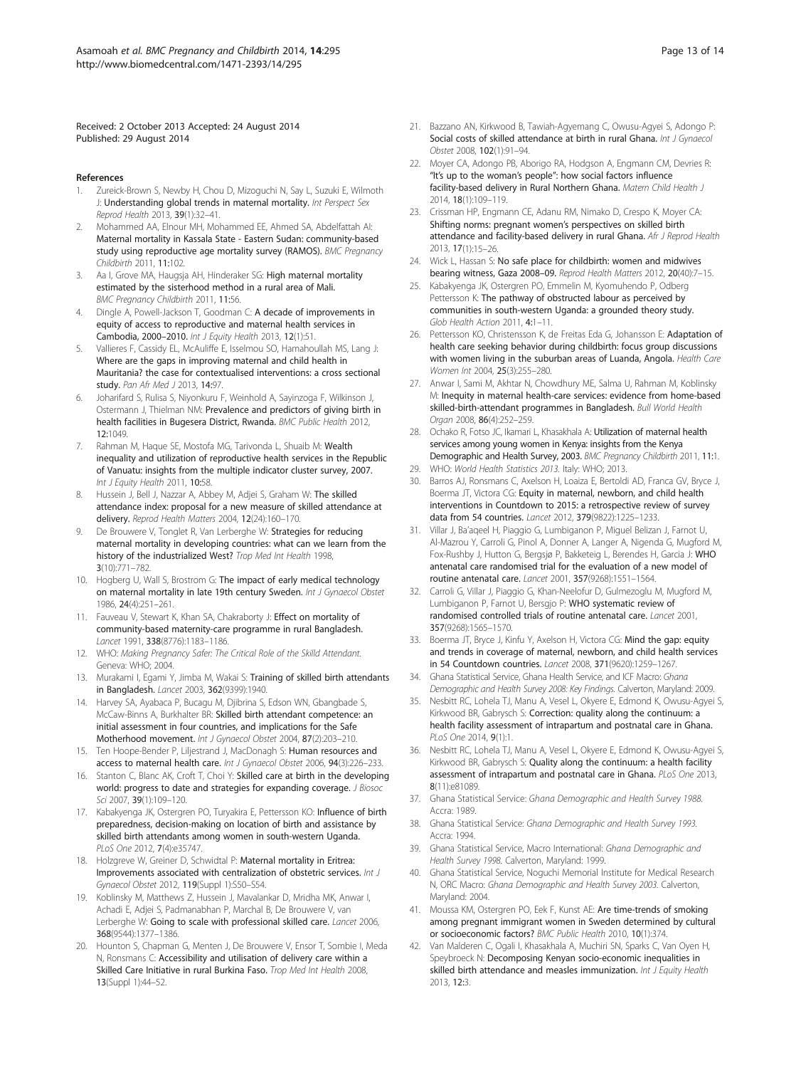Received: 2 October 2013 Accepted: 24 August 2014
Published: 29 August 2014

## References

1. Zureick-Brown S, Newby H, Chou D, Mizoguchi N, Say L, Suzuki E, Wilmoth J: **Understanding global trends in maternal mortality.** *Int Perspect Sex Reprod Health* 2013, **39**(1):32–41.
2. Mohammed AA, Elnour MH, Mohammed EE, Ahmed SA, Abdelfattah AI: **Maternal mortality in Kassala State - Eastern Sudan: community-based study using reproductive age mortality survey (RAMOS).** *BMC Pregnancy Childbirth* 2011, **11**:102.
3. Aa I, Grove MA, Haugsja AH, Hinderaker SG: **High maternal mortality estimated by the sisterhood method in a rural area of Mali.** *BMC Pregnancy Childbirth* 2011, **11**:56.
4. Dingle A, Powell-Jackson T, Goodman C: **A decade of improvements in equity of access to reproductive and maternal health services in Cambodia, 2000–2010.** *Int J Equity Health* 2013, **12**(1):51.
5. Vallieres F, Cassidy EL, McAuliffe E, Isselmou SO, Hamahoullah MS, Lang J: **Where are the gaps in improving maternal and child health in Mauritania? the case for contextualised interventions: a cross sectional study.** *Pan Afr Med J* 2013, **14**:97.
6. Joharifard S, Rulisa S, Niyonkuru F, Weinhold A, Sayinzoga F, Wilkinson J, Ostermann J, Thielman NM: **Prevalence and predictors of giving birth in health facilities in Bugesera District, Rwanda.** *BMC Public Health* 2012, **12**:1049.
7. Rahman M, Haque SE, Mostofa MG, Tarivonda L, Shuaib M: **Wealth inequality and utilization of reproductive health services in the Republic of Vanuatu: insights from the multiple indicator cluster survey, 2007.** *Int J Equity Health* 2011, **10**:58.
8. Hussein J, Bell J, Nazzar A, Abbey M, Adjei S, Graham W: **The skilled attendance index: proposal for a new measure of skilled attendance at delivery.** *Reprod Health Matters* 2004, **12**(24):160–170.
9. De Brouwere V, Tonglet R, Van Lerberghe W: **Strategies for reducing maternal mortality in developing countries: what can we learn from the history of the industrialized West?** *Trop Med Int Health* 1998, **3**(10):771–782.
10. Hogberg U, Wall S, Brostrom G: **The impact of early medical technology on maternal mortality in late 19th century Sweden.** *Int J Gynaecol Obstet* 1986, **24**(4):251–261.
11. Fauveau V, Stewart K, Khan SA, Chakraborty J: **Effect on mortality of community-based maternity-care programme in rural Bangladesh.** *Lancet* 1991, **338**(8776):1183–1186.
12. WHO: *Making Pregnancy Safer: The Critical Role of the Skilld Attendant.* Geneva: WHO; 2004.
13. Murakami I, Egami Y, Jimba M, Wakai S: **Training of skilled birth attendants in Bangladesh.** *Lancet* 2003, **362**(9399):1940.
14. Harvey SA, Ayabaca P, Bucagu M, Djibrina S, Edson WN, Gbangbade S, McCaw-Binns A, Burkhalter BR: **Skilled birth attendant competence: an initial assessment in four countries, and implications for the Safe Motherhood movement.** *Int J Gynaecol Obstet* 2004, **87**(2):203–210.
15. Ten Hoope-Bender P, Liljestrand J, MacDonagh S: **Human resources and access to maternal health care.** *Int J Gynaecol Obstet* 2006, **94**(3):226–233.
16. Stanton C, Blanc AK, Croft T, Choi Y: **Skilled care at birth in the developing world: progress to date and strategies for expanding coverage.** *J Biosoc Sci* 2007, **39**(1):109–120.
17. Kabakyenga JK, Ostergren PO, Turyakira E, Pettersson KO: **Influence of birth preparedness, decision-making on location of birth and assistance by skilled birth attendants among women in south-western Uganda.** *PLoS One* 2012, **7**(4):e35747.
18. Holzgreve W, Greiner D, Schwidtal P: **Maternal mortality in Eritrea: Improvements associated with centralization of obstetric services.** *Int J Gynaecol Obstet* 2012, **119**(Suppl 1):S50–S54.
19. Koblinsky M, Matthews Z, Hussein J, Mavalankar D, Mridha MK, Anwar I, Achadi E, Adjei S, Padmanabhan P, Marchal B, De Brouwere V, van Lerberghe W: **Going to scale with professional skilled care.** *Lancet* 2006, **368**(9544):1377–1386.
20. Hounton S, Chapman G, Menten J, De Brouwere V, Ensor T, Sombie I, Meda N, Ronsmans C: **Accessibility and utilisation of delivery care within a Skilled Care Initiative in rural Burkina Faso.** *Trop Med Int Health* 2008, **13**(Suppl 1):44–52.
21. Bazzano AN, Kirkwood B, Tawiah-Agyemang C, Owusu-Agyei S, Adongo P: **Social costs of skilled attendance at birth in rural Ghana.** *Int J Gynaecol Obstet* 2008, **102**(1):91–94.
22. Moyer CA, Adongo PB, Aborigo RA, Hodgson A, Engmann CM, Devries R: **"It's up to the woman's people": how social factors influence facility-based delivery in Rural Northern Ghana.** *Matern Child Health J* 2014, **18**(1):109–119.
23. Crissman HP, Engmann CE, Adanu RM, Nimako D, Crespo K, Moyer CA: **Shifting norms: pregnant women's perspectives on skilled birth attendance and facility-based delivery in rural Ghana.** *Afr J Reprod Health* 2013, **17**(1):15–26.
24. Wick L, Hassan S: **No safe place for childbirth: women and midwives bearing witness, Gaza 2008–09.** *Reprod Health Matters* 2012, **20**(40):7–15.
25. Kabakyenga JK, Ostergren PO, Emmelin M, Kyomuhendo P, Odberg Pettersson K: **The pathway of obstructed labour as perceived by communities in south-western Uganda: a grounded theory study.** *Glob Health Action* 2011, **4**:1–11.
26. Pettersson KO, Christensson K, de Freitas Eda G, Johansson E: **Adaptation of health care seeking behavior during childbirth: focus group discussions with women living in the suburban areas of Luanda, Angola.** *Health Care Women Int* 2004, **25**(3):255–280.
27. Anwar I, Sami M, Akhtar N, Chowdhury ME, Salma U, Rahman M, Koblinsky M: **Inequity in maternal health-care services: evidence from home-based skilled-birth-attendant programmes in Bangladesh.** *Bull World Health Organ* 2008, **86**(4):252–259.
28. Ochako R, Fotso JC, Ikamari L, Khasakhala A: **Utilization of maternal health services among young women in Kenya: insights from the Kenya Demographic and Health Survey, 2003.** *BMC Pregnancy Childbirth* 2011, **11**:1.
29. WHO: *World Health Statistics 2013.* Italy: WHO; 2013.
30. Barros AJ, Ronsmans C, Axelson H, Loaiza E, Bertoldi AD, Franca GV, Bryce J, Boerma JT, Victora CG: **Equity in maternal, newborn, and child health interventions in Countdown to 2015: a retrospective review of survey data from 54 countries.** *Lancet* 2012, **379**(9822):1225–1233.
31. Villar J, Ba'aqeel H, Piaggio G, Lumbiganon P, Miguel Belizan J, Farnot U, Al-Mazrou Y, Carroli G, Pinol A, Donner A, Langer A, Nigenda G, Mugford M, Fox-Rushby J, Hutton G, Bergsjø P, Bakketeig L, Berendes H, Garcia J: **WHO antenatal care randomised trial for the evaluation of a new model of routine antenatal care.** *Lancet* 2001, **357**(9268):1551–1564.
32. Carroli G, Villar J, Piaggio G, Khan-Neelofur D, Gulmezoglu M, Mugford M, Lumbiganon P, Farnot U, Bersgjo P: **WHO systematic review of randomised controlled trials of routine antenatal care.** *Lancet* 2001, **357**(9268):1565–1570.
33. Boerma JT, Bryce J, Kinfu Y, Axelson H, Victora CG: **Mind the gap: equity and trends in coverage of maternal, newborn, and child health services in 54 Countdown countries.** *Lancet* 2008, **371**(9620):1259–1267.
34. Ghana Statistical Service, Ghana Health Service, and ICF Macro: *Ghana Demographic and Health Survey 2008: Key Findings.* Calverton, Maryland: 2009.
35. Nesbitt RC, Lohela TJ, Manu A, Vesel L, Okyere E, Edmond K, Owusu-Agyei S, Kirkwood BR, Gabrysch S: **Correction: quality along the continuum: a health facility assessment of intrapartum and postnatal care in Ghana.** *PLoS One* 2014, **9**(1):1.
36. Nesbitt RC, Lohela TJ, Manu A, Vesel L, Okyere E, Edmond K, Owusu-Agyei S, Kirkwood BR, Gabrysch S: **Quality along the continuum: a health facility assessment of intrapartum and postnatal care in Ghana.** *PLoS One* 2013, **8**(11):e81089.
37. Ghana Statistical Service: *Ghana Demographic and Health Survey 1988.* Accra: 1989.
38. Ghana Statistical Service: *Ghana Demographic and Health Survey 1993.* Accra: 1994.
39. Ghana Statistical Service, Macro International: *Ghana Demographic and Health Survey 1998.* Calverton, Maryland: 1999.
40. Ghana Statistical Service, Noguchi Memorial Institute for Medical Research N, ORC Macro: *Ghana Demographic and Health Survey 2003.* Calverton, Maryland: 2004.
41. Moussa KM, Ostergren PO, Eek F, Kunst AE: **Are time-trends of smoking among pregnant immigrant women in Sweden determined by cultural or socioeconomic factors?** *BMC Public Health* 2010, **10**(1):374.
42. Van Malderen C, Ogali I, Khasakhala A, Muchiri SN, Sparks C, Van Oyen H, Speybroeck N: **Decomposing Kenyan socio-economic inequalities in skilled birth attendance and measles immunization.** *Int J Equity Health* 2013, **12**:3.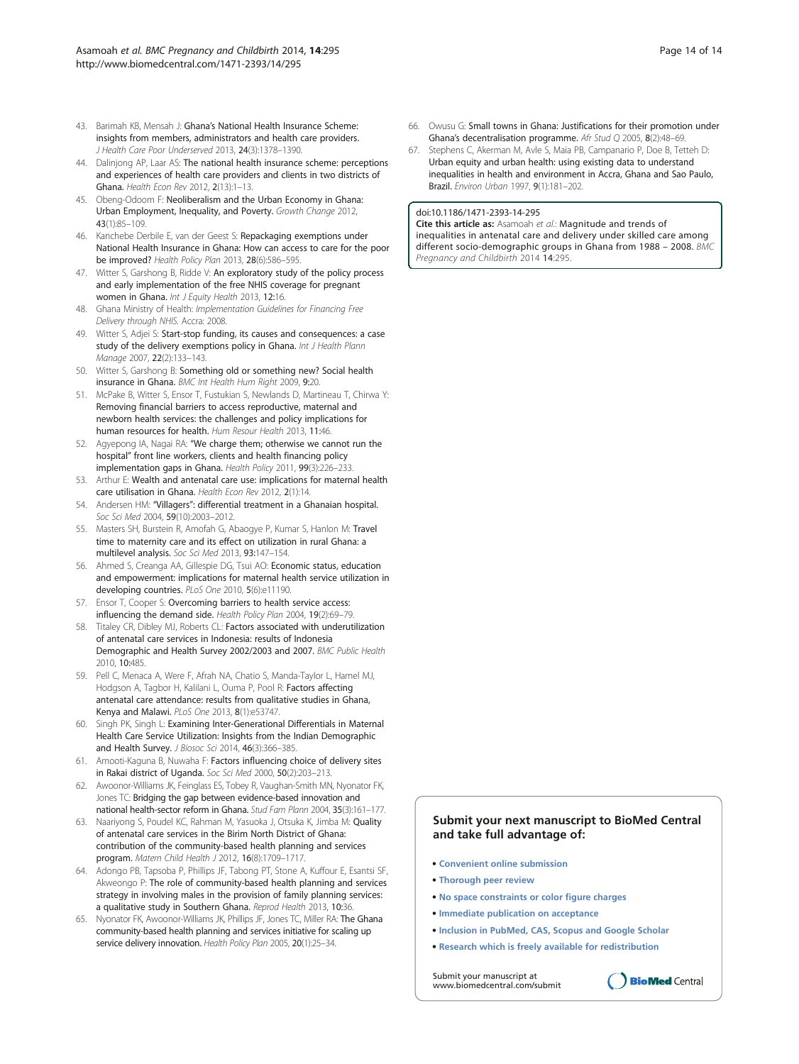43. Barimah KB, Mensah J: Ghana's National Health Insurance Scheme: insights from members, administrators and health care providers. *J Health Care Poor Underserved* 2013, 24(3):1378–1390.
44. Dalinjong AP, Laar AS: The national health insurance scheme: perceptions and experiences of health care providers and clients in two districts of Ghana. *Health Econ Rev* 2012, 2(13):1–13.
45. Obeng-Odoom F: Neoliberalism and the Urban Economy in Ghana: Urban Employment, Inequality, and Poverty. *Growth Change* 2012, 43(1):85–109.
46. Kanchebe Derbile E, van der Geest S: Repackaging exemptions under National Health Insurance in Ghana: How can access to care for the poor be improved? *Health Policy Plan* 2013, 28(6):586–595.
47. Witter S, Garshong B, Ridde V: An exploratory study of the policy process and early implementation of the free NHIS coverage for pregnant women in Ghana. *Int J Equity Health* 2013, 12:16.
48. Ghana Ministry of Health: *Implementation Guidelines for Financing Free Delivery through NHIS*. Accra: 2008.
49. Witter S, Adjei S: Start-stop funding, its causes and consequences: a case study of the delivery exemptions policy in Ghana. *Int J Health Plann Manage* 2007, 22(2):133–143.
50. Witter S, Garshong B: Something old or something new? Social health insurance in Ghana. *BMC Int Health Hum Right* 2009, 9:20.
51. McPake B, Witter S, Ensor T, Fustukian S, Newlands D, Martineau T, Chirwa Y: Removing financial barriers to access reproductive, maternal and newborn health services: the challenges and policy implications for human resources for health. *Hum Resour Health* 2013, 11:46.
52. Agyepong IA, Nagai RA: "We charge them; otherwise we cannot run the hospital" front line workers, clients and health financing policy implementation gaps in Ghana. *Health Policy* 2011, 99(3):226–233.
53. Arthur E: Wealth and antenatal care use: implications for maternal health care utilisation in Ghana. *Health Econ Rev* 2012, 2(1):14.
54. Andersen HM: "Villagers": differential treatment in a Ghanaian hospital. *Soc Sci Med* 2004, 59(10):2003–2012.
55. Masters SH, Burstein R, Amofah G, Abaogye P, Kumar S, Hanlon M: Travel time to maternity care and its effect on utilization in rural Ghana: a multilevel analysis. *Soc Sci Med* 2013, 93:147–154.
56. Ahmed S, Creanga AA, Gillespie DG, Tsui AO: Economic status, education and empowerment: implications for maternal health service utilization in developing countries. *PLoS One* 2010, 5(6):e11190.
57. Ensor T, Cooper S: Overcoming barriers to health service access: influencing the demand side. *Health Policy Plan* 2004, 19(2):69–79.
58. Titaley CR, Dibley MJ, Roberts CL: Factors associated with underutilization of antenatal care services in Indonesia: results of Indonesia Demographic and Health Survey 2002/2003 and 2007. *BMC Public Health* 2010, 10:485.
59. Pell C, Menaca A, Were F, Afrah NA, Chatio S, Manda-Taylor L, Hamel MJ, Hodgson A, Tagbor H, Kalilani L, Ouma P, Pool R: Factors affecting antenatal care attendance: results from qualitative studies in Ghana, Kenya and Malawi. *PLoS One* 2013, 8(1):e53747.
60. Singh PK, Singh L: Examining Inter-Generational Differentials in Maternal Health Care Service Utilization: Insights from the Indian Demographic and Health Survey. *J Biosoc Sci* 2014, 46(3):366–385.
61. Amooti-Kaguna B, Nuwaha F: Factors influencing choice of delivery sites in Rakai district of Uganda. *Soc Sci Med* 2000, 50(2):203–213.
62. Awoonor-Williams JK, Feinglass ES, Tobey R, Vaughan-Smith MN, Nyonator FK, Jones TC: Bridging the gap between evidence-based innovation and national health-sector reform in Ghana. *Stud Fam Plann* 2004, 35(3):161–177.
63. Naariyong S, Poudel KC, Rahman M, Yasuoka J, Otsuka K, Jimba M: Quality of antenatal care services in the Birim North District of Ghana: contribution of the community-based health planning and services program. *Matern Child Health J* 2012, 16(8):1709–1717.
64. Adongo PB, Tapsoba P, Phillips JF, Tabong PT, Stone A, Kuffour E, Esantsi SF, Akweongo P: The role of community-based health planning and services strategy in involving males in the provision of family planning services: a qualitative study in Southern Ghana. *Reprod Health* 2013, 10:36.
65. Nyonator FK, Awoonor-Williams JK, Phillips JF, Jones TC, Miller RA: The Ghana community-based health planning and services initiative for scaling up service delivery innovation. *Health Policy Plan* 2005, 20(1):25–34.
66. Owusu G: Small towns in Ghana: Justifications for their promotion under Ghana's decentralisation programme. *Afr Stud Q* 2005, 8(2):48–69.
67. Stephens C, Akerman M, Avle S, Maia PB, Campanario P, Doe B, Tetteh D: Urban equity and urban health: using existing data to understand inequalities in health and environment in Accra, Ghana and Sao Paulo, Brazil. *Environ Urban* 1997, 9(1):181–202.

doi:10.1186/1471-2393-14-295

**Cite this article as:** Asamoah *et al.*: Magnitude and trends of inequalities in antenatal care and delivery under skilled care among different socio-demographic groups in Ghana from 1988 – 2008. *BMC Pregnancy and Childbirth* 2014 14:295.

**Submit your next manuscript to BioMed Central and take full advantage of:**

- **Convenient online submission**
- **Thorough peer review**
- **No space constraints or color figure charges**
- **Immediate publication on acceptance**
- **Inclusion in PubMed, CAS, Scopus and Google Scholar**
- **Research which is freely available for redistribution**

Submit your manuscript at
www.biomedcentral.com/submit

BioMed Central